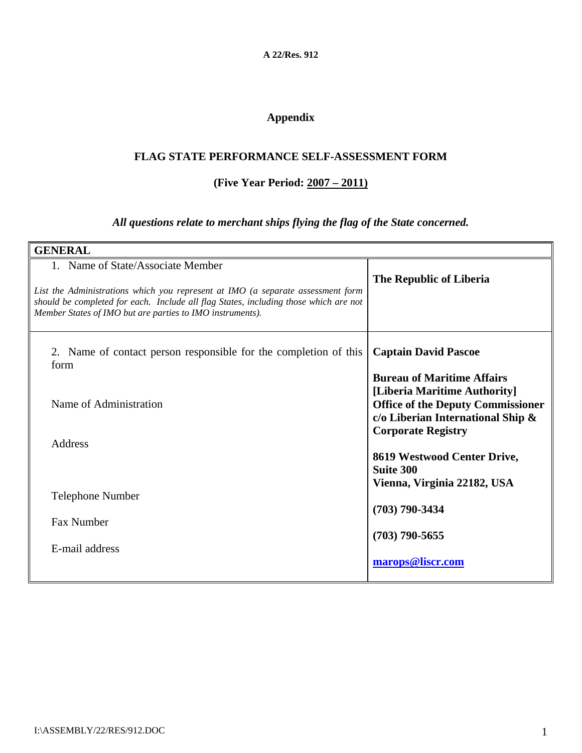A 22/Res. 912

# Appendix

## FLAG STATE PERFORMANCE SELF-ASSESSMENT FORM

### (Five Year Period: 2007 – 2011)

***All questions relate to merchant ships flying the flag of the State concerned.***

| GENERAL | |
|---|---|
| 1. Name of State/Associate Member<br><br>*List the Administrations which you represent at IMO (a separate assessment form should be completed for each. Include all flag States, including those which are not Member States of IMO but are parties to IMO instruments).* | **The Republic of Liberia** |
| 2. Name of contact person responsible for the completion of this form<br><br>Name of Administration<br><br>Address<br><br>Telephone Number<br><br>Fax Number<br><br>E-mail address | **Captain David Pascoe**<br><br>**Bureau of Maritime Affairs [Liberia Maritime Authority] Office of the Deputy Commissioner c/o Liberian International Ship & Corporate Registry**<br><br>**8619 Westwood Center Drive, Suite 300 Vienna, Virginia 22182, USA**<br><br>**(703) 790-3434**<br><br>**(703) 790-5655**<br><br>**marops@liscr.com** |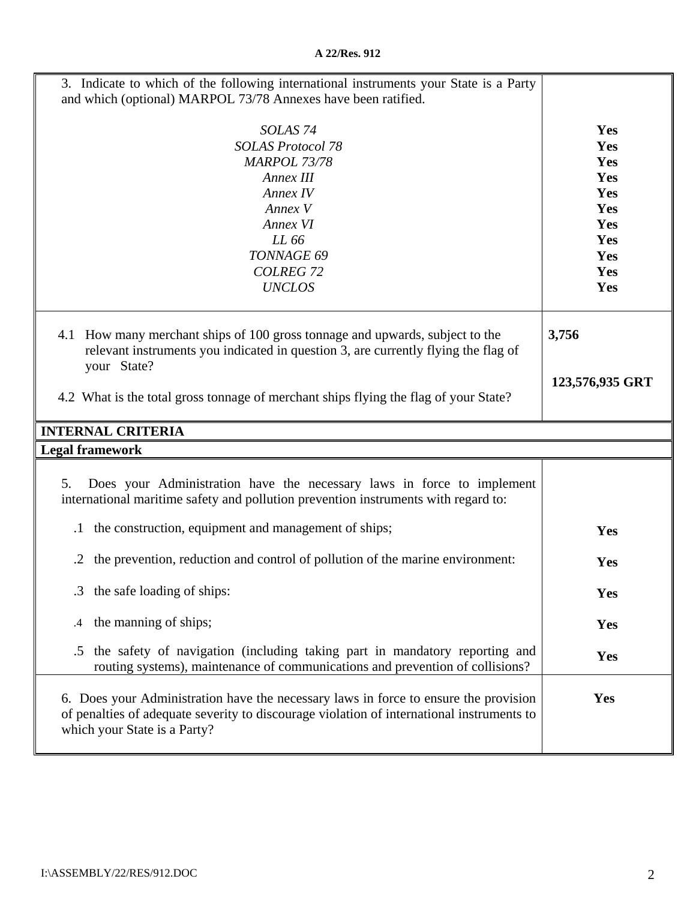| | |
|---|---|
| 3. Indicate to which of the following international instruments your State is a Party and which (optional) MARPOL 73/78 Annexes have been ratified. | |
| *SOLAS 74* | **Yes** |
| *SOLAS Protocol 78* | **Yes** |
| *MARPOL 73/78* | **Yes** |
| *Annex III* | **Yes** |
| *Annex IV* | **Yes** |
| *Annex V* | **Yes** |
| *Annex VI* | **Yes** |
| *LL 66* | **Yes** |
| *TONNAGE 69* | **Yes** |
| *COLREG 72* | **Yes** |
| *UNCLOS* | **Yes** |
| 4.1 How many merchant ships of 100 gross tonnage and upwards, subject to the relevant instruments you indicated in question 3, are currently flying the flag of your State? | **3,756** |
| 4.2 What is the total gross tonnage of merchant ships flying the flag of your State? | **123,576,935 GRT** |
| **INTERNAL CRITERIA** | |
| **Legal framework** | |
| 5. Does your Administration have the necessary laws in force to implement international maritime safety and pollution prevention instruments with regard to: | |
| .1 the construction, equipment and management of ships; | **Yes** |
| .2 the prevention, reduction and control of pollution of the marine environment: | **Yes** |
| .3 the safe loading of ships: | **Yes** |
| .4 the manning of ships; | **Yes** |
| .5 the safety of navigation (including taking part in mandatory reporting and routing systems), maintenance of communications and prevention of collisions? | **Yes** |
| 6. Does your Administration have the necessary laws in force to ensure the provision of penalties of adequate severity to discourage violation of international instruments to which your State is a Party? | **Yes** |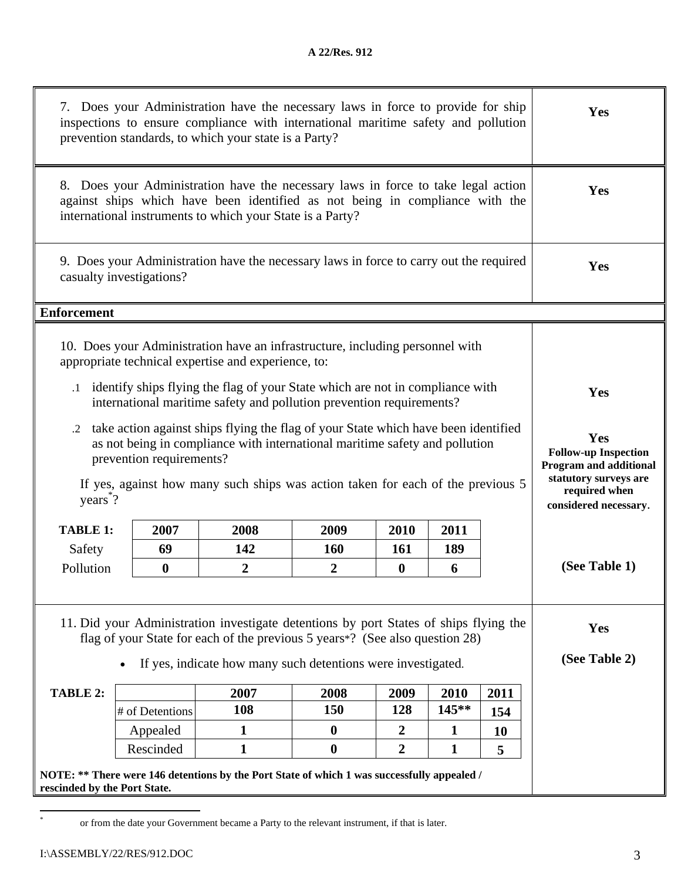| | |
|---|---|
| 7. Does your Administration have the necessary laws in force to provide for ship inspections to ensure compliance with international maritime safety and pollution prevention standards, to which your state is a Party? | **Yes** |
| 8. Does your Administration have the necessary laws in force to take legal action against ships which have been identified as not being in compliance with the international instruments to which your State is a Party? | **Yes** |
| 9. Does your Administration have the necessary laws in force to carry out the required casualty investigations? | **Yes** |

**Enforcement**

10. Does your Administration have an infrastructure, including personnel with appropriate technical expertise and experience, to:

.1 identify ships flying the flag of your State which are not in compliance with international maritime safety and pollution prevention requirements? — **Yes**

.2 take action against ships flying the flag of your State which have been identified as not being in compliance with international maritime safety and pollution prevention requirements? — **Yes** **Follow-up Inspection Program and additional statutory surveys are required when considered necessary**.

If yes, against how many such ships was action taken for each of the previous 5 years*? — **(See Table 1)**

| TABLE 1: | 2007 | 2008 | 2009 | 2010 | 2011 |
|---|---|---|---|---|---|
| Safety | **69** | **142** | **160** | **161** | **189** |
| Pollution | **0** | **2** | **2** | **0** | **6** |

11. Did your Administration investigate detentions by port States of ships flying the flag of your State for each of the previous 5 years*? (See also question 28) — **Yes**

- If yes, indicate how many such detentions were investigated. — **(See Table 2)**

| TABLE 2: | 2007 | 2008 | 2009 | 2010 | 2011 |
|---|---|---|---|---|---|
| # of Detentions | **108** | **150** | **128** | **145\*\*** | **154** |
| Appealed | **1** | **0** | **2** | **1** | **10** |
| Rescinded | **1** | **0** | **2** | **1** | **5** |

**NOTE: \*\* There were 146 detentions by the Port State of which 1 was successfully appealed / rescinded by the Port State.**

---

* or from the date your Government became a Party to the relevant instrument, if that is later.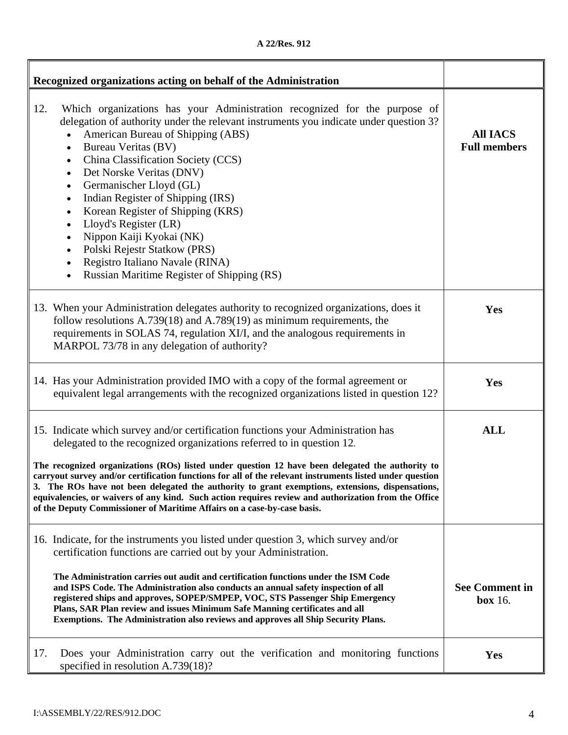| Recognized organizations acting on behalf of the Administration | |
|---|---|
| 12. Which organizations has your Administration recognized for the purpose of delegation of authority under the relevant instruments you indicate under question 3?<br>• American Bureau of Shipping (ABS)<br>• Bureau Veritas (BV)<br>• China Classification Society (CCS)<br>• Det Norske Veritas (DNV)<br>• Germanischer Lloyd (GL)<br>• Indian Register of Shipping (IRS)<br>• Korean Register of Shipping (KRS)<br>• Lloyd's Register (LR)<br>• Nippon Kaiji Kyokai (NK)<br>• Polski Rejestr Statkow (PRS)<br>• Registro Italiano Navale (RINA)<br>• Russian Maritime Register of Shipping (RS) | **All IACS Full members** |
| 13. When your Administration delegates authority to recognized organizations, does it follow resolutions A.739(18) and A.789(19) as minimum requirements, the requirements in SOLAS 74, regulation XI/I, and the analogous requirements in MARPOL 73/78 in any delegation of authority? | **Yes** |
| 14. Has your Administration provided IMO with a copy of the formal agreement or equivalent legal arrangements with the recognized organizations listed in question 12? | **Yes** |
| 15. Indicate which survey and/or certification functions your Administration has delegated to the recognized organizations referred to in question 12.<br><br>**The recognized organizations (ROs) listed under question 12 have been delegated the authority to carryout survey and/or certification functions for all of the relevant instruments listed under question 3. The ROs have not been delegated the authority to grant exemptions, extensions, dispensations, equivalencies, or waivers of any kind. Such action requires review and authorization from the Office of the Deputy Commissioner of Maritime Affairs on a case-by-case basis.** | **ALL** |
| 16. Indicate, for the instruments you listed under question 3, which survey and/or certification functions are carried out by your Administration.<br><br>**The Administration carries out audit and certification functions under the ISM Code and ISPS Code. The Administration also conducts an annual safety inspection of all registered ships and approves, SOPEP/SMPEP, VOC, STS Passenger Ship Emergency Plans, SAR Plan review and issues Minimum Safe Manning certificates and all Exemptions. The Administration also reviews and approves all Ship Security Plans.** | **See Comment in box** 16. |
| 17. Does your Administration carry out the verification and monitoring functions specified in resolution A.739(18)? | **Yes** |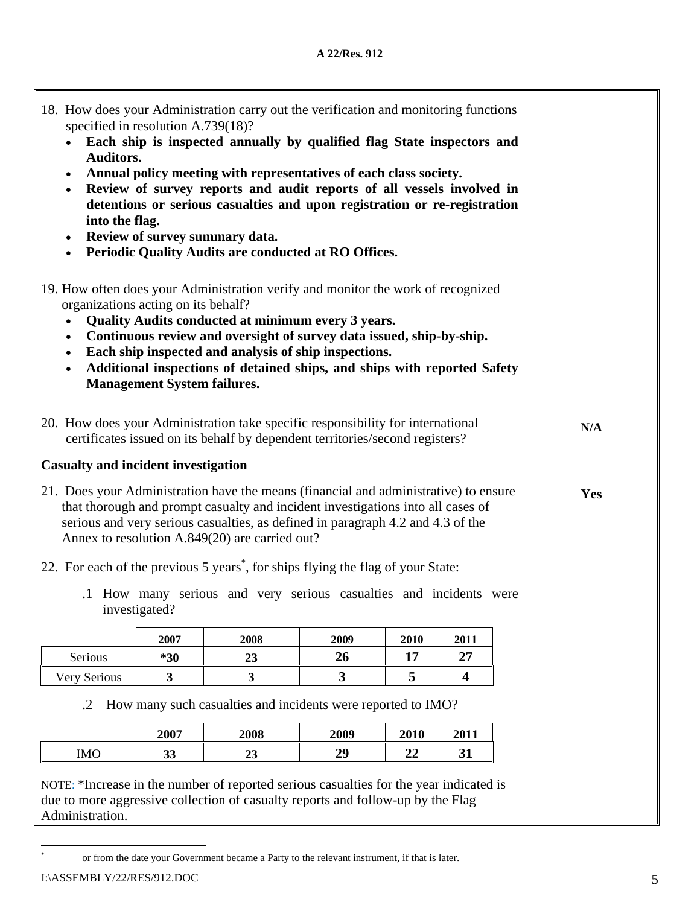18. How does your Administration carry out the verification and monitoring functions specified in resolution A.739(18)?

- **Each ship is inspected annually by qualified flag State inspectors and Auditors.**
- **Annual policy meeting with representatives of each class society.**
- **Review of survey reports and audit reports of all vessels involved in detentions or serious casualties and upon registration or re-registration into the flag.**
- **Review of survey summary data.**
- **Periodic Quality Audits are conducted at RO Offices.**

19. How often does your Administration verify and monitor the work of recognized organizations acting on its behalf?

- **Quality Audits conducted at minimum every 3 years.**
- **Continuous review and oversight of survey data issued, ship-by-ship.**
- **Each ship inspected and analysis of ship inspections.**
- **Additional inspections of detained ships, and ships with reported Safety Management System failures.**

20. How does your Administration take specific responsibility for international certificates issued on its behalf by dependent territories/second registers? **N/A**

**Casualty and incident investigation**

21. Does your Administration have the means (financial and administrative) to ensure that thorough and prompt casualty and incident investigations into all cases of serious and very serious casualties, as defined in paragraph 4.2 and 4.3 of the Annex to resolution A.849(20) are carried out? **Yes**

22. For each of the previous 5 years*, for ships flying the flag of your State:

.1 How many serious and very serious casualties and incidents were investigated?

| | 2007 | 2008 | 2009 | 2010 | 2011 |
|---|---|---|---|---|---|
| Serious | ***30** | **23** | **26** | **17** | **27** |
| Very Serious | **3** | **3** | **3** | **5** | **4** |

.2 How many such casualties and incidents were reported to IMO?

| | 2007 | 2008 | 2009 | 2010 | 2011 |
|---|---|---|---|---|---|
| IMO | **33** | **23** | **29** | **22** | **31** |

NOTE: *Increase in the number of reported serious casualties for the year indicated is due to more aggressive collection of casualty reports and follow-up by the Flag Administration.

* or from the date your Government became a Party to the relevant instrument, if that is later.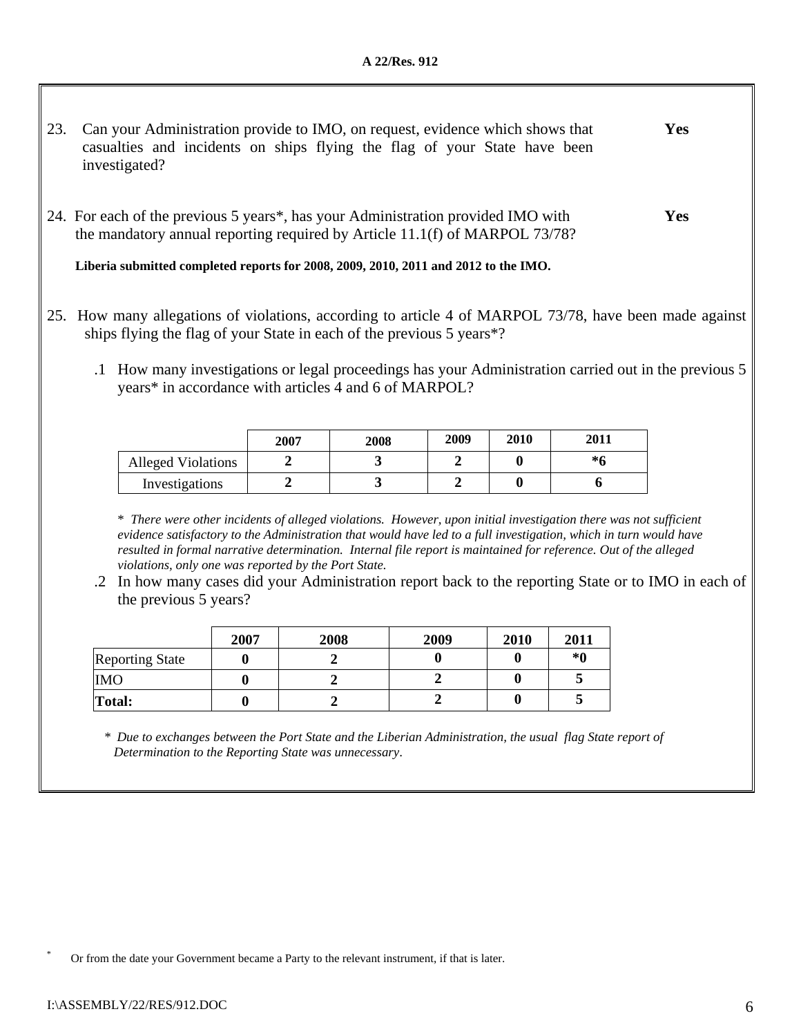23. Can your Administration provide to IMO, on request, evidence which shows that casualties and incidents on ships flying the flag of your State have been investigated? **Yes**

24. For each of the previous 5 years*, has your Administration provided IMO with the mandatory annual reporting required by Article 11.1(f) of MARPOL 73/78? **Yes**

**Liberia submitted completed reports for 2008, 2009, 2010, 2011 and 2012 to the IMO.**

25. How many allegations of violations, according to article 4 of MARPOL 73/78, have been made against ships flying the flag of your State in each of the previous 5 years*?

.1 How many investigations or legal proceedings has your Administration carried out in the previous 5 years* in accordance with articles 4 and 6 of MARPOL?

| | 2007 | 2008 | 2009 | 2010 | 2011 |
|---|---|---|---|---|---|
| Alleged Violations | **2** | **3** | **2** | **0** | ***6** |
| Investigations | **2** | **3** | **2** | **0** | **6** |

* *There were other incidents of alleged violations. However, upon initial investigation there was not sufficient evidence satisfactory to the Administration that would have led to a full investigation, which in turn would have resulted in formal narrative determination. Internal file report is maintained for reference. Out of the alleged violations, only one was reported by the Port State.*

.2 In how many cases did your Administration report back to the reporting State or to IMO in each of the previous 5 years?

| | 2007 | 2008 | 2009 | 2010 | 2011 |
|---|---|---|---|---|---|
| Reporting State | **0** | **2** | **0** | **0** | ***0** |
| IMO | **0** | **2** | **2** | **0** | **5** |
| **Total:** | **0** | **2** | **2** | **0** | **5** |

* *Due to exchanges between the Port State and the Liberian Administration, the usual flag State report of Determination to the Reporting State was unnecessary.*

* Or from the date your Government became a Party to the relevant instrument, if that is later.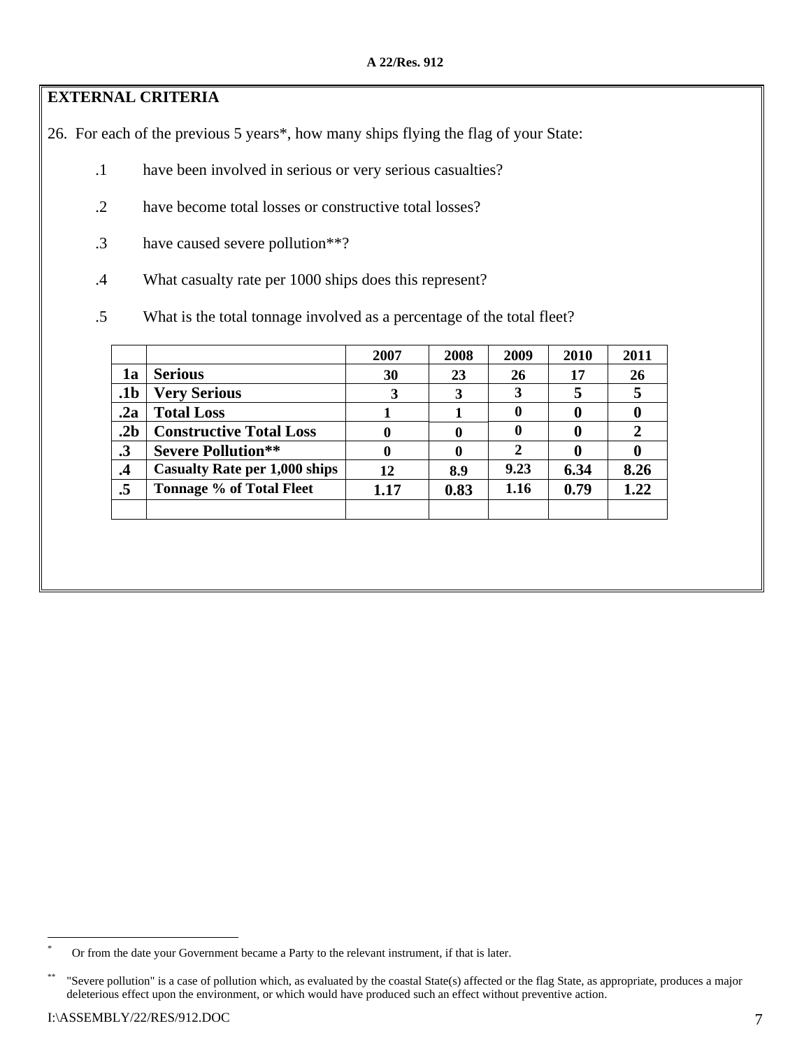## EXTERNAL CRITERIA

26. For each of the previous 5 years*, how many ships flying the flag of your State:

.1 have been involved in serious or very serious casualties?

.2 have become total losses or constructive total losses?

.3 have caused severe pollution**?

.4 What casualty rate per 1000 ships does this represent?

.5 What is the total tonnage involved as a percentage of the total fleet?

| | | 2007 | 2008 | 2009 | 2010 | 2011 |
|---|---|---|---|---|---|---|
| 1a | Serious | 30 | 23 | 26 | 17 | 26 |
| .1b | Very Serious | 3 | 3 | 3 | 5 | 5 |
| .2a | Total Loss | 1 | 1 | 0 | 0 | 0 |
| .2b | Constructive Total Loss | 0 | 0 | 0 | 0 | 2 |
| .3 | Severe Pollution** | 0 | 0 | 2 | 0 | 0 |
| .4 | Casualty Rate per 1,000 ships | 12 | 8.9 | 9.23 | 6.34 | 8.26 |
| .5 | Tonnage % of Total Fleet | 1.17 | 0.83 | 1.16 | 0.79 | 1.22 |
| | | | | | | |

---

* Or from the date your Government became a Party to the relevant instrument, if that is later.

** "Severe pollution" is a case of pollution which, as evaluated by the coastal State(s) affected or the flag State, as appropriate, produces a major deleterious effect upon the environment, or which would have produced such an effect without preventive action.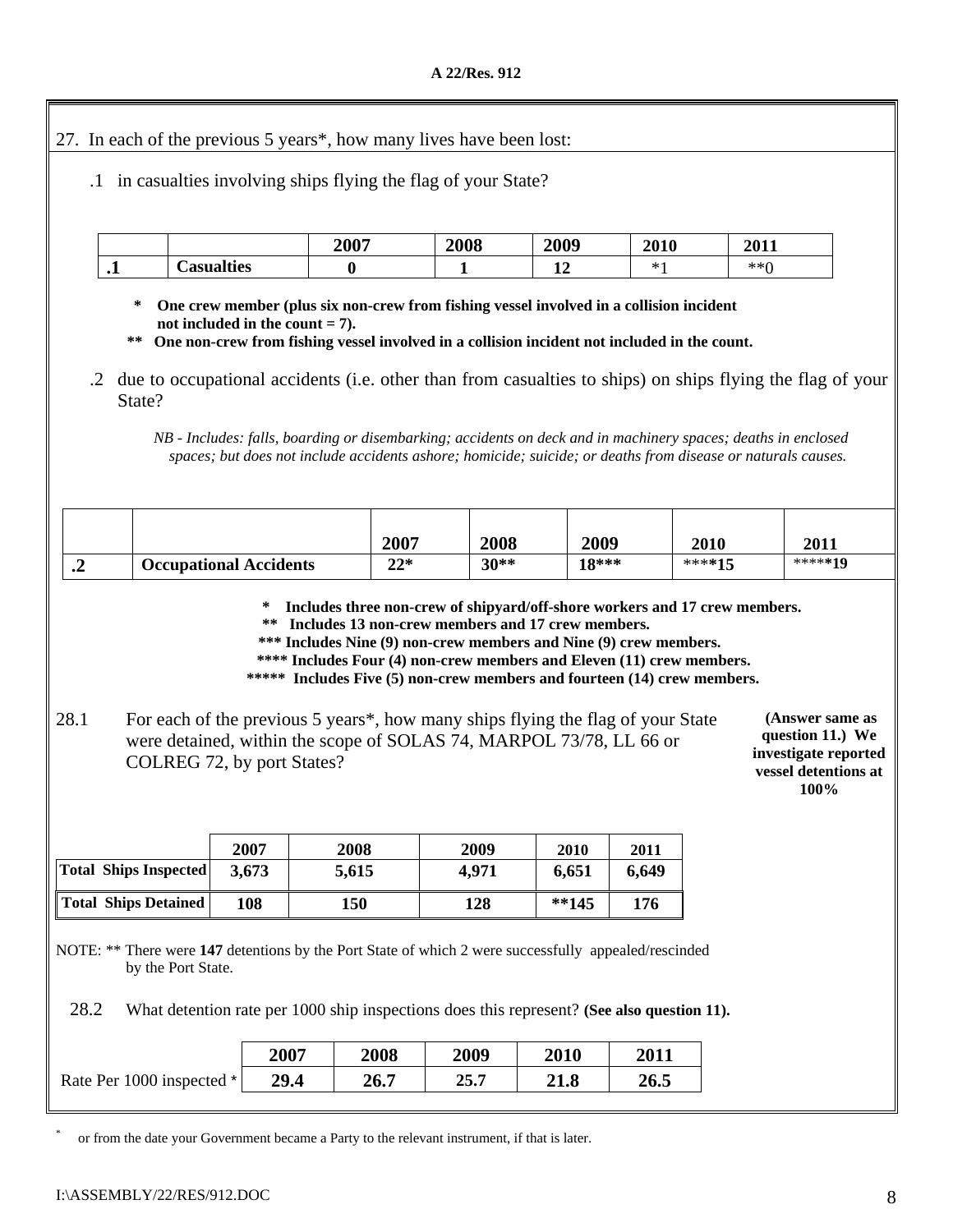27. In each of the previous 5 years*, how many lives have been lost:

.1 in casualties involving ships flying the flag of your State?

| | | 2007 | 2008 | 2009 | 2010 | 2011 |
|---|---|---|---|---|---|---|
| **.1** | **Casualties** | **0** | **1** | **12** | *1 | **0 |

**\* One crew member (plus six non-crew from fishing vessel involved in a collision incident not included in the count = 7).**

**\*\* One non-crew from fishing vessel involved in a collision incident not included in the count.**

.2 due to occupational accidents (i.e. other than from casualties to ships) on ships flying the flag of your State?

*NB - Includes: falls, boarding or disembarking; accidents on deck and in machinery spaces; deaths in enclosed spaces; but does not include accidents ashore; homicide; suicide; or deaths from disease or naturals causes.*

| | | 2007 | 2008 | 2009 | 2010 | 2011 |
|---|---|---|---|---|---|---|
| **.2** | **Occupational Accidents** | **22*** | **30**** | **18***** | ****15** | *****19** |

**\* Includes three non-crew of shipyard/off-shore workers and 17 crew members.**

**\*\* Includes 13 non-crew members and 17 crew members.**

**\*\*\* Includes Nine (9) non-crew members and Nine (9) crew members.**

**\*\*\*\* Includes Four (4) non-crew members and Eleven (11) crew members.**

**\*\*\*\*\* Includes Five (5) non-crew members and fourteen (14) crew members.**

28.1 For each of the previous 5 years*, how many ships flying the flag of your State were detained, within the scope of SOLAS 74, MARPOL 73/78, LL 66 or COLREG 72, by port States?

**(Answer same as question 11.) We investigate reported vessel detentions at 100%**

| | 2007 | 2008 | 2009 | 2010 | 2011 |
|---|---|---|---|---|---|
| **Total Ships Inspected** | **3,673** | **5,615** | **4,971** | **6,651** | **6,649** |
| **Total Ships Detained** | **108** | **150** | **128** | **\*\*145** | **176** |

NOTE: ** There were **147** detentions by the Port State of which 2 were successfully appealed/rescinded by the Port State.

28.2 What detention rate per 1000 ship inspections does this represent? **(See also question 11).**

| | 2007 | 2008 | 2009 | 2010 | 2011 |
|---|---|---|---|---|---|
| Rate Per 1000 inspected * | **29.4** | **26.7** | **25.7** | **21.8** | **26.5** |

\* or from the date your Government became a Party to the relevant instrument, if that is later.